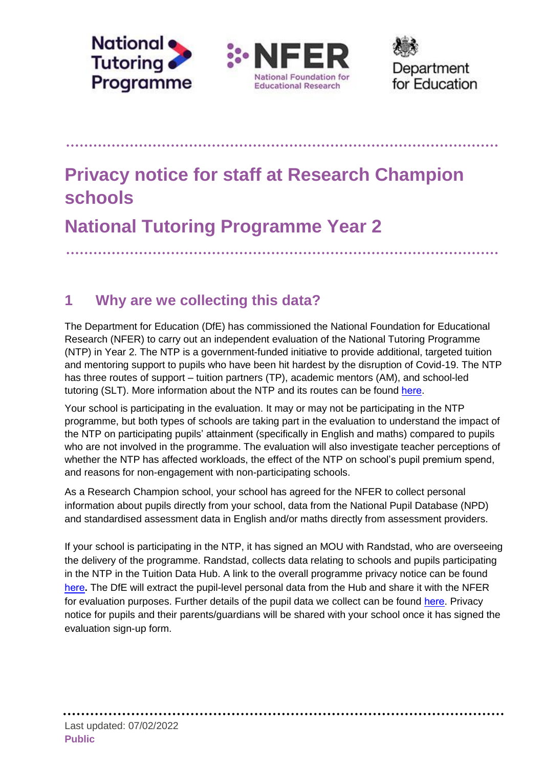# Privacy notice for staff at Research Champion schools

# National Tutoring Programme Year 2

## 1 Why are we collecting this data?

The Department for Education (DfE) has commissioned the National Foundation for Educational Research (NFER) to carry out an independent evaluation of the National Tutoring Programme (NTP) in Year 2. The NTP is a government-funded initiative to provide additional, targeted tuition and mentoring support to pupils who have been hit hardest by the disruption of Covid-19. The NTP has three routes of support – tuition partners (TP), academic mentors (AM), and school-led tutoring (SLT). More information about the NTP and its routes can be found here.

Your school is participating in the evaluation. It may or may not be participating in the NTP programme, but both types of schools are taking part in the evaluation to understand the impact of the NTP on participating pupils' attainment (specifically in English and maths) compared to pupils who are not involved in the programme. The evaluation will also investigate teacher perceptions of whether the NTP has affected workloads, the effect of the NTP on school's pupil premium spend, and reasons for non-engagement with non-participating schools.

As a Research Champion school, your school has agreed for the NFER to collect personal information about pupils directly from your school, data from the National Pupil Database (NPD) and standardised assessment data in English and/or maths directly from assessment providers.

If your school is participating in the NTP, it has signed an MOU with Randstad, who are overseeing the delivery of the programme. Randstad, collects data relating to schools and pupils participating in the NTP in the Tuition Data Hub. A link to the overall programme privacy notice can be found here**.** The DfE will extract the pupil-level personal data from the Hub and share it with the NFER for evaluation purposes. Further details of the pupil data we collect can be found here. Privacy notice for pupils and their parents/guardians will be shared with your school once it has signed the evaluation sign-up form.

Last updated: 07/02/2022

**Public**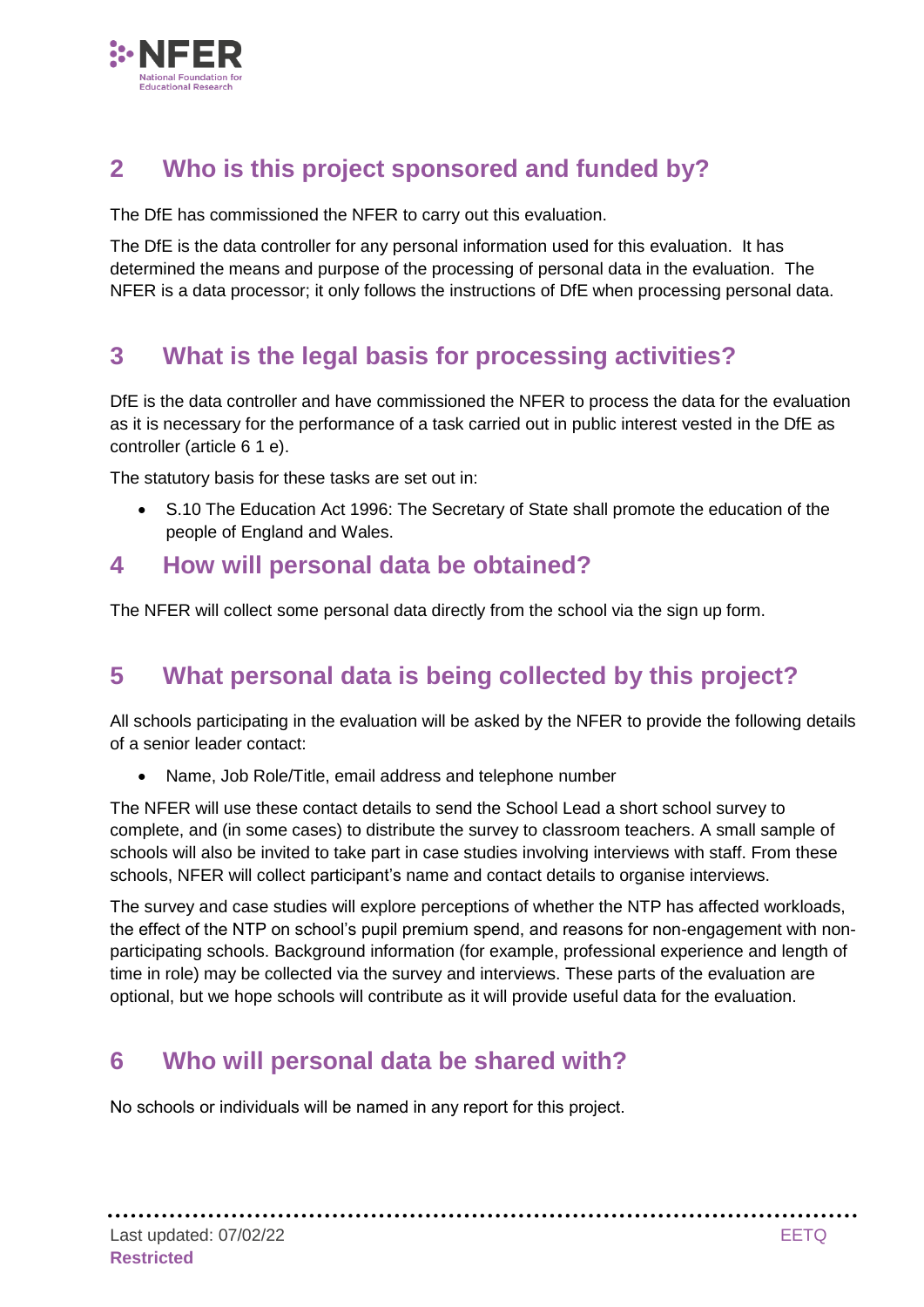## 2 Who is this project sponsored and funded by?

The DfE has commissioned the NFER to carry out this evaluation.

The DfE is the data controller for any personal information used for this evaluation. It has determined the means and purpose of the processing of personal data in the evaluation. The NFER is a data processor; it only follows the instructions of DfE when processing personal data.

## 3 What is the legal basis for processing activities?

DfE is the data controller and have commissioned the NFER to process the data for the evaluation as it is necessary for the performance of a task carried out in public interest vested in the DfE as controller (article 6 1 e).

The statutory basis for these tasks are set out in:

- S.10 The Education Act 1996: The Secretary of State shall promote the education of the people of England and Wales.

## 4 How will personal data be obtained?

The NFER will collect some personal data directly from the school via the sign up form.

## 5 What personal data is being collected by this project?

All schools participating in the evaluation will be asked by the NFER to provide the following details of a senior leader contact:

- Name, Job Role/Title, email address and telephone number

The NFER will use these contact details to send the School Lead a short school survey to complete, and (in some cases) to distribute the survey to classroom teachers. A small sample of schools will also be invited to take part in case studies involving interviews with staff. From these schools, NFER will collect participant's name and contact details to organise interviews.

The survey and case studies will explore perceptions of whether the NTP has affected workloads, the effect of the NTP on school's pupil premium spend, and reasons for non-engagement with non-participating schools. Background information (for example, professional experience and length of time in role) may be collected via the survey and interviews. These parts of the evaluation are optional, but we hope schools will contribute as it will provide useful data for the evaluation.

## 6 Who will personal data be shared with?

No schools or individuals will be named in any report for this project.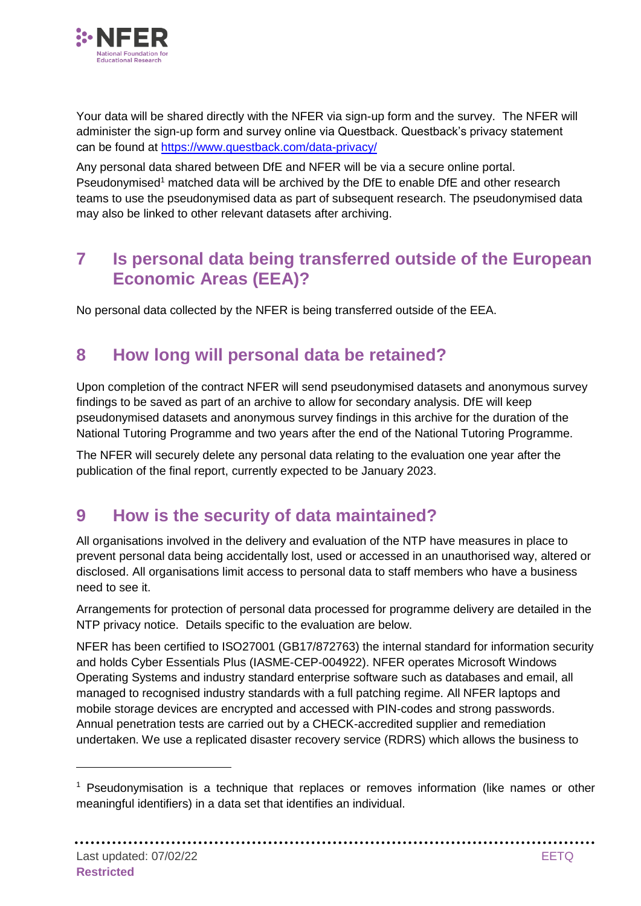Your data will be shared directly with the NFER via sign-up form and the survey. The NFER will administer the sign-up form and survey online via Questback. Questback's privacy statement can be found at [https://www.questback.com/data-privacy/](https://www.questback.com/data-privacy/)

Any personal data shared between DfE and NFER will be via a secure online portal. Pseudonymised[1] matched data will be archived by the DfE to enable DfE and other research teams to use the pseudonymised data as part of subsequent research. The pseudonymised data may also be linked to other relevant datasets after archiving.

## 7 Is personal data being transferred outside of the European Economic Areas (EEA)?

No personal data collected by the NFER is being transferred outside of the EEA.

## 8 How long will personal data be retained?

Upon completion of the contract NFER will send pseudonymised datasets and anonymous survey findings to be saved as part of an archive to allow for secondary analysis. DfE will keep pseudonymised datasets and anonymous survey findings in this archive for the duration of the National Tutoring Programme and two years after the end of the National Tutoring Programme.

The NFER will securely delete any personal data relating to the evaluation one year after the publication of the final report, currently expected to be January 2023.

## 9 How is the security of data maintained?

All organisations involved in the delivery and evaluation of the NTP have measures in place to prevent personal data being accidentally lost, used or accessed in an unauthorised way, altered or disclosed. All organisations limit access to personal data to staff members who have a business need to see it.

Arrangements for protection of personal data processed for programme delivery are detailed in the NTP privacy notice. Details specific to the evaluation are below.

NFER has been certified to ISO27001 (GB17/872763) the internal standard for information security and holds Cyber Essentials Plus (IASME-CEP-004922). NFER operates Microsoft Windows Operating Systems and industry standard enterprise software such as databases and email, all managed to recognised industry standards with a full patching regime. All NFER laptops and mobile storage devices are encrypted and accessed with PIN-codes and strong passwords. Annual penetration tests are carried out by a CHECK-accredited supplier and remediation undertaken. We use a replicated disaster recovery service (RDRS) which allows the business to

---

[1] Pseudonymisation is a technique that replaces or removes information (like names or other meaningful identifiers) in a data set that identifies an individual.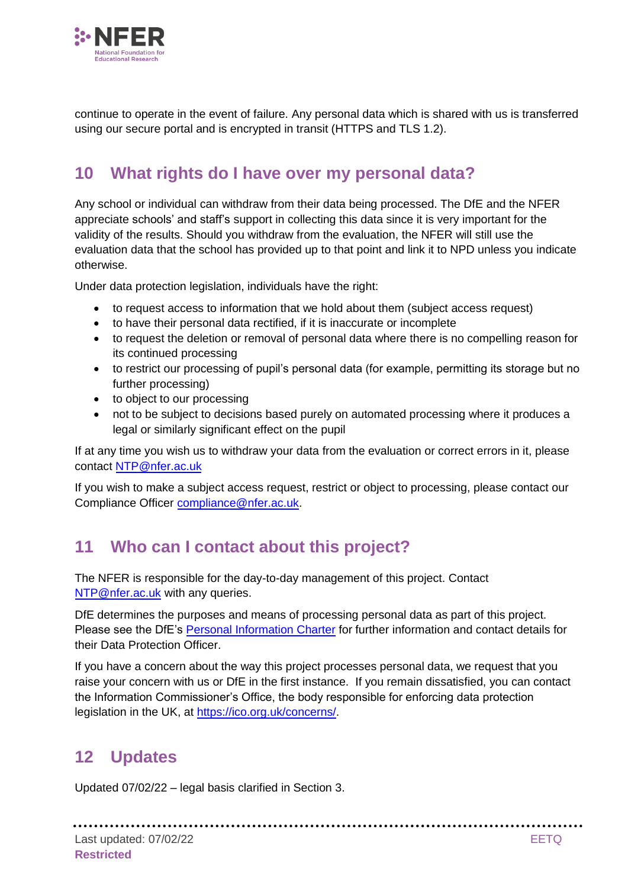continue to operate in the event of failure. Any personal data which is shared with us is transferred using our secure portal and is encrypted in transit (HTTPS and TLS 1.2).

## 10 What rights do I have over my personal data?

Any school or individual can withdraw from their data being processed. The DfE and the NFER appreciate schools' and staff's support in collecting this data since it is very important for the validity of the results. Should you withdraw from the evaluation, the NFER will still use the evaluation data that the school has provided up to that point and link it to NPD unless you indicate otherwise.

Under data protection legislation, individuals have the right:

- to request access to information that we hold about them (subject access request)
- to have their personal data rectified, if it is inaccurate or incomplete
- to request the deletion or removal of personal data where there is no compelling reason for its continued processing
- to restrict our processing of pupil's personal data (for example, permitting its storage but no further processing)
- to object to our processing
- not to be subject to decisions based purely on automated processing where it produces a legal or similarly significant effect on the pupil

If at any time you wish us to withdraw your data from the evaluation or correct errors in it, please contact NTP@nfer.ac.uk

If you wish to make a subject access request, restrict or object to processing, please contact our Compliance Officer compliance@nfer.ac.uk.

## 11 Who can I contact about this project?

The NFER is responsible for the day-to-day management of this project. Contact NTP@nfer.ac.uk with any queries.

DfE determines the purposes and means of processing personal data as part of this project. Please see the DfE's Personal Information Charter for further information and contact details for their Data Protection Officer.

If you have a concern about the way this project processes personal data, we request that you raise your concern with us or DfE in the first instance. If you remain dissatisfied, you can contact the Information Commissioner's Office, the body responsible for enforcing data protection legislation in the UK, at https://ico.org.uk/concerns/.

## 12 Updates

Updated 07/02/22 – legal basis clarified in Section 3.